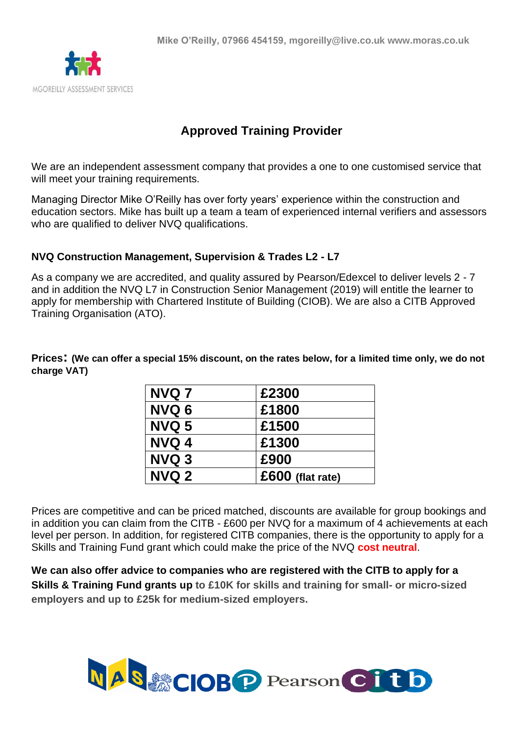Mike O'Reilly, 07966 454159, mgoreilly@live.co.uk www.moras.co.uk

MGOREILLY ASSESSMENT SERVICES

# Approved Training Provider

We are an independent assessment company that provides a one to one customised service that will meet your training requirements.

Managing Director Mike O'Reilly has over forty years' experience within the construction and education sectors. Mike has built up a team a team of experienced internal verifiers and assessors who are qualified to deliver NVQ qualifications.

### NVQ Construction Management, Supervision & Trades L2 - L7

As a company we are accredited, and quality assured by Pearson/Edexcel to deliver levels 2 - 7 and in addition the NVQ L7 in Construction Senior Management (2019) will entitle the learner to apply for membership with Chartered Institute of Building (CIOB). We are also a CITB Approved Training Organisation (ATO).

**Prices: (We can offer a special 15% discount, on the rates below, for a limited time only, we do not charge VAT)**

| NVQ 7 | £2300 |
|---|---|
| NVQ 6 | £1800 |
| NVQ 5 | £1500 |
| NVQ 4 | £1300 |
| NVQ 3 | £900 |
| NVQ 2 | £600 (flat rate) |

Prices are competitive and can be priced matched, discounts are available for group bookings and in addition you can claim from the CITB - £600 per NVQ for a maximum of 4 achievements at each level per person. In addition, for registered CITB companies, there is the opportunity to apply for a Skills and Training Fund grant which could make the price of the NVQ **cost neutral**.

**We can also offer advice to companies who are registered with the CITB to apply for a Skills & Training Fund grants up to £10K for skills and training for small- or micro-sized employers and up to £25k for medium-sized employers.**

NAS CIOB Pearson citb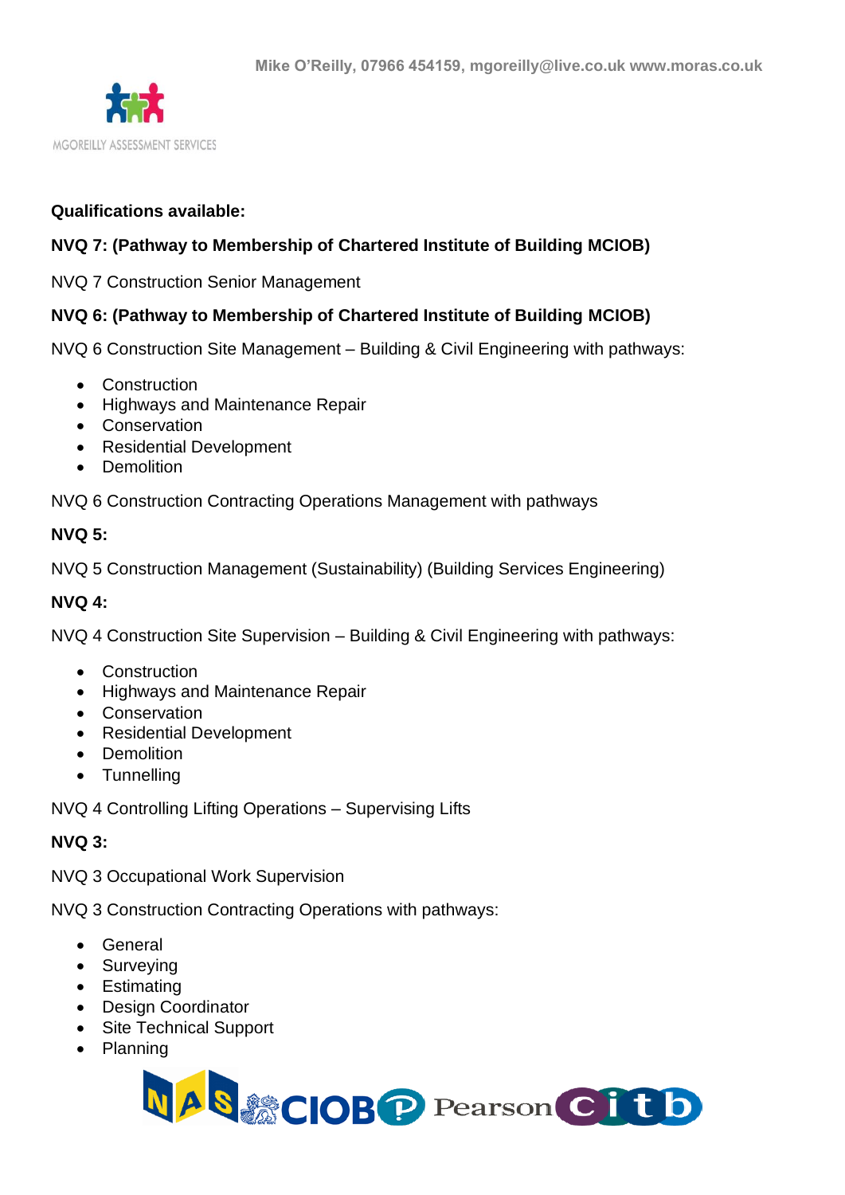**Qualifications available:**

**NVQ 7: (Pathway to Membership of Chartered Institute of Building MCIOB)**

NVQ 7 Construction Senior Management

**NVQ 6: (Pathway to Membership of Chartered Institute of Building MCIOB)**

NVQ 6 Construction Site Management – Building & Civil Engineering with pathways:

- Construction
- Highways and Maintenance Repair
- Conservation
- Residential Development
- Demolition

NVQ 6 Construction Contracting Operations Management with pathways

**NVQ 5:**

NVQ 5 Construction Management (Sustainability) (Building Services Engineering)

**NVQ 4:**

NVQ 4 Construction Site Supervision – Building & Civil Engineering with pathways:

- Construction
- Highways and Maintenance Repair
- Conservation
- Residential Development
- Demolition
- Tunnelling

NVQ 4 Controlling Lifting Operations – Supervising Lifts

**NVQ 3:**

NVQ 3 Occupational Work Supervision

NVQ 3 Construction Contracting Operations with pathways:

- General
- Surveying
- Estimating
- Design Coordinator
- Site Technical Support
- Planning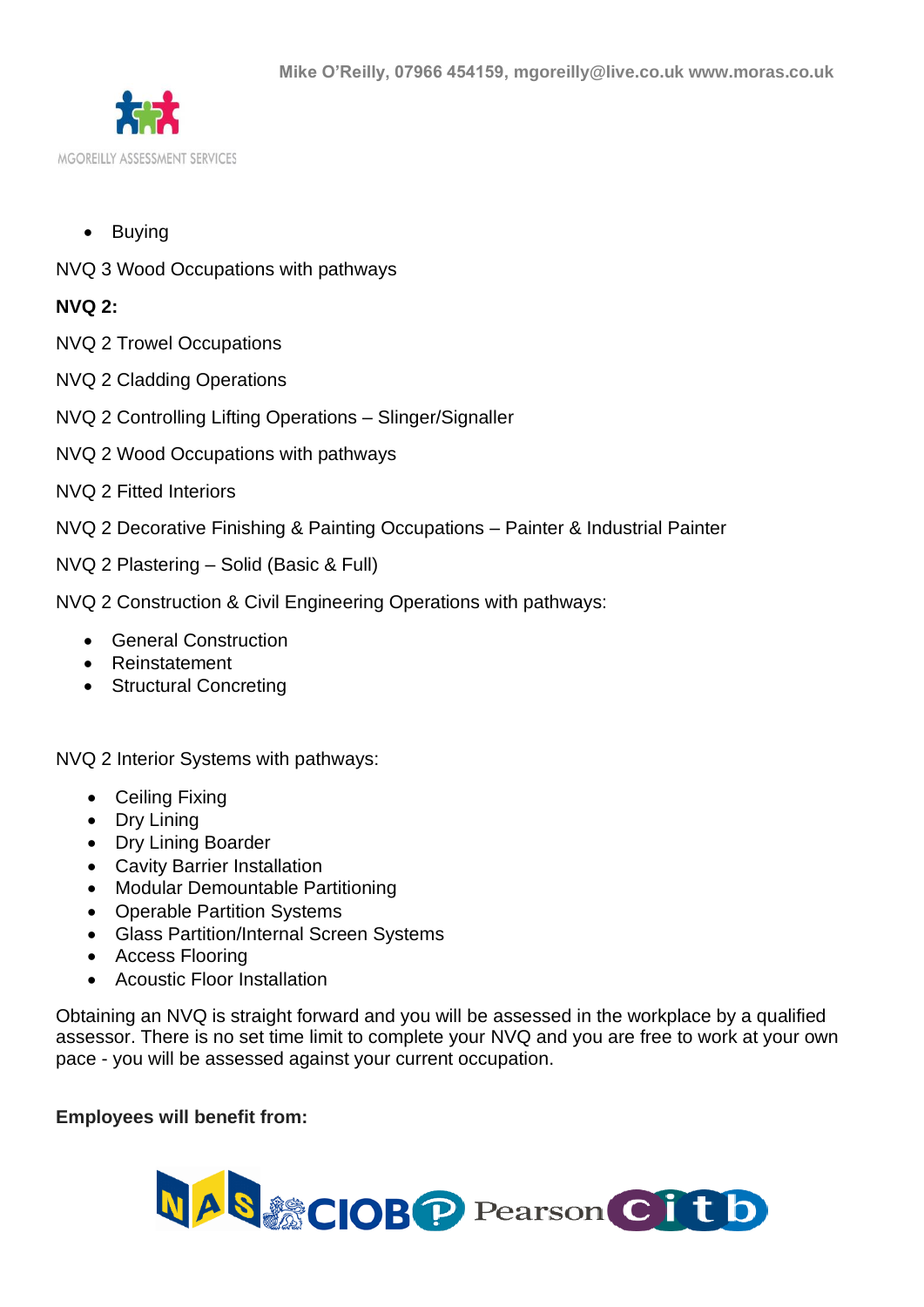- Buying

NVQ 3 Wood Occupations with pathways

**NVQ 2:**

NVQ 2 Trowel Occupations

NVQ 2 Cladding Operations

NVQ 2 Controlling Lifting Operations – Slinger/Signaller

NVQ 2 Wood Occupations with pathways

NVQ 2 Fitted Interiors

NVQ 2 Decorative Finishing & Painting Occupations – Painter & Industrial Painter

NVQ 2 Plastering – Solid (Basic & Full)

NVQ 2 Construction & Civil Engineering Operations with pathways:

- General Construction
- Reinstatement
- Structural Concreting

NVQ 2 Interior Systems with pathways:

- Ceiling Fixing
- Dry Lining
- Dry Lining Boarder
- Cavity Barrier Installation
- Modular Demountable Partitioning
- Operable Partition Systems
- Glass Partition/Internal Screen Systems
- Access Flooring
- Acoustic Floor Installation

Obtaining an NVQ is straight forward and you will be assessed in the workplace by a qualified assessor. There is no set time limit to complete your NVQ and you are free to work at your own pace - you will be assessed against your current occupation.

**Employees will benefit from:**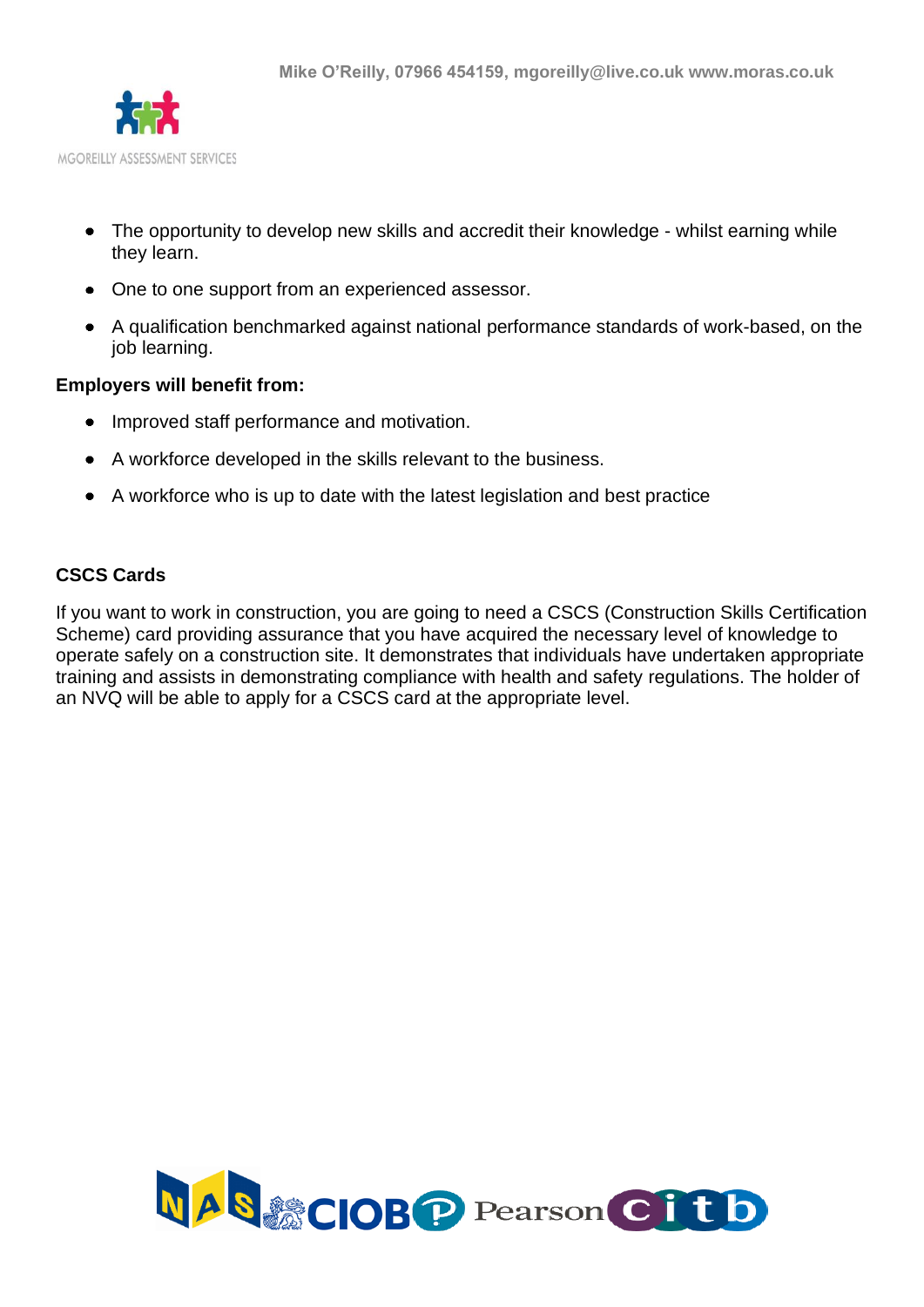- The opportunity to develop new skills and accredit their knowledge - whilst earning while they learn.
- One to one support from an experienced assessor.
- A qualification benchmarked against national performance standards of work-based, on the job learning.

**Employers will benefit from:**

- Improved staff performance and motivation.
- A workforce developed in the skills relevant to the business.
- A workforce who is up to date with the latest legislation and best practice

**CSCS Cards**

If you want to work in construction, you are going to need a CSCS (Construction Skills Certification Scheme) card providing assurance that you have acquired the necessary level of knowledge to operate safely on a construction site. It demonstrates that individuals have undertaken appropriate training and assists in demonstrating compliance with health and safety regulations. The holder of an NVQ will be able to apply for a CSCS card at the appropriate level.